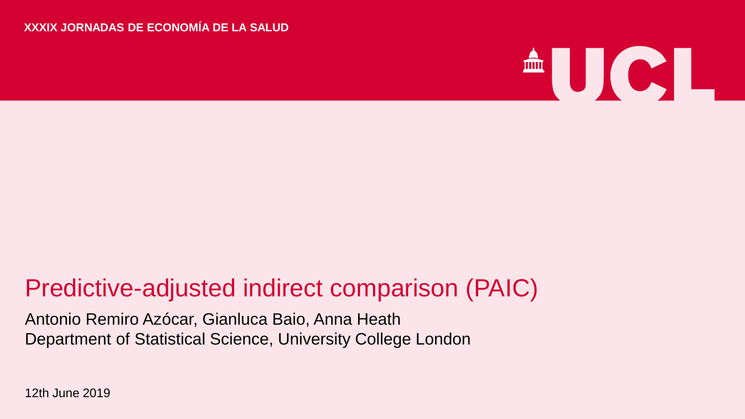XXXIX JORNADAS DE ECONOMÍA DE LA SALUD

# Predictive-adjusted indirect comparison (PAIC)

Antonio Remiro Azócar, Gianluca Baio, Anna Heath
Department of Statistical Science, University College London

12th June 2019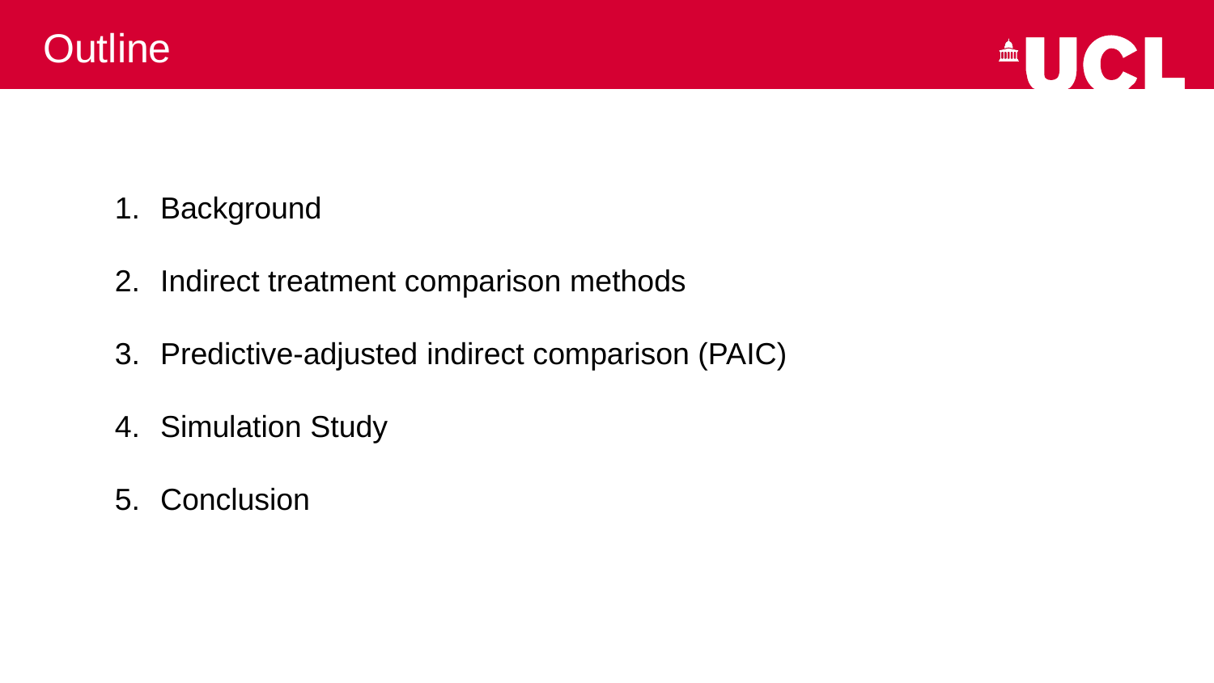# Outline

1. Background
2. Indirect treatment comparison methods
3. Predictive-adjusted indirect comparison (PAIC)
4. Simulation Study
5. Conclusion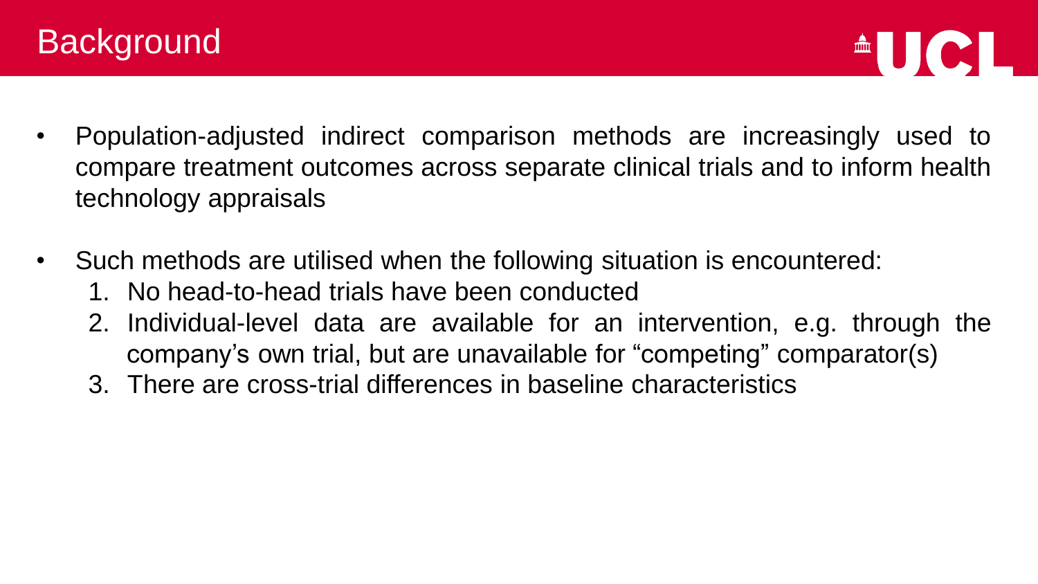# Background

- Population-adjusted indirect comparison methods are increasingly used to compare treatment outcomes across separate clinical trials and to inform health technology appraisals
- Such methods are utilised when the following situation is encountered:
  1. No head-to-head trials have been conducted
  2. Individual-level data are available for an intervention, e.g. through the company's own trial, but are unavailable for "competing" comparator(s)
  3. There are cross-trial differences in baseline characteristics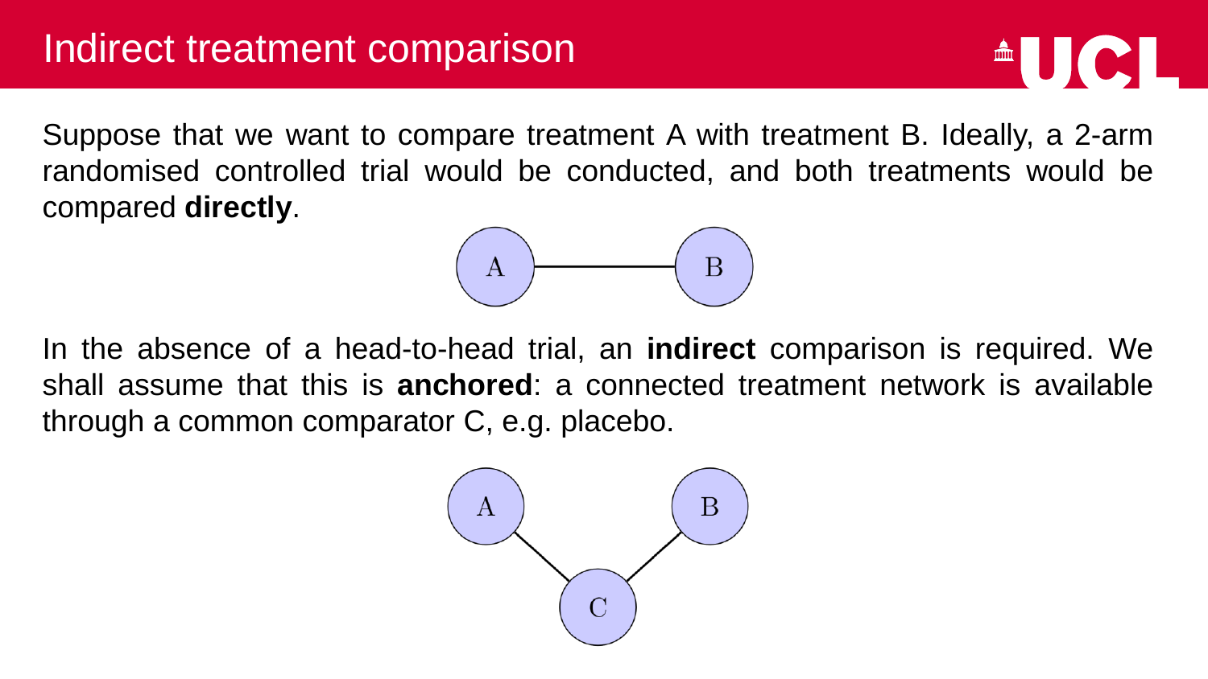# Indirect treatment comparison

Suppose that we want to compare treatment A with treatment B. Ideally, a 2-arm randomised controlled trial would be conducted, and both treatments would be compared **directly**.

In the absence of a head-to-head trial, an **indirect** comparison is required. We shall assume that this is **anchored**: a connected treatment network is available through a common comparator C, e.g. placebo.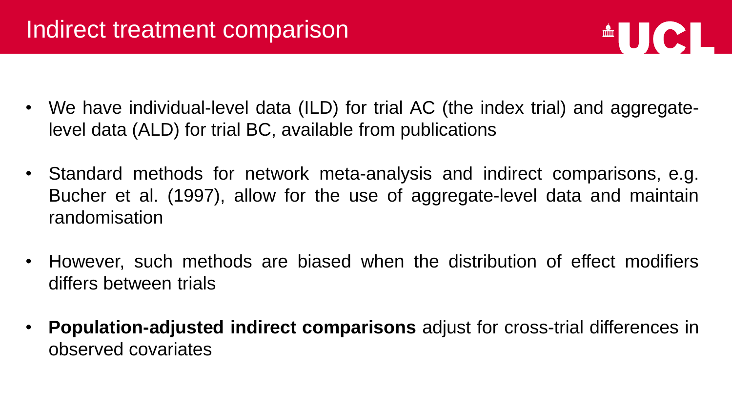# Indirect treatment comparison

- We have individual-level data (ILD) for trial AC (the index trial) and aggregate-level data (ALD) for trial BC, available from publications
- Standard methods for network meta-analysis and indirect comparisons, e.g. Bucher et al. (1997), allow for the use of aggregate-level data and maintain randomisation
- However, such methods are biased when the distribution of effect modifiers differs between trials
- **Population-adjusted indirect comparisons** adjust for cross-trial differences in observed covariates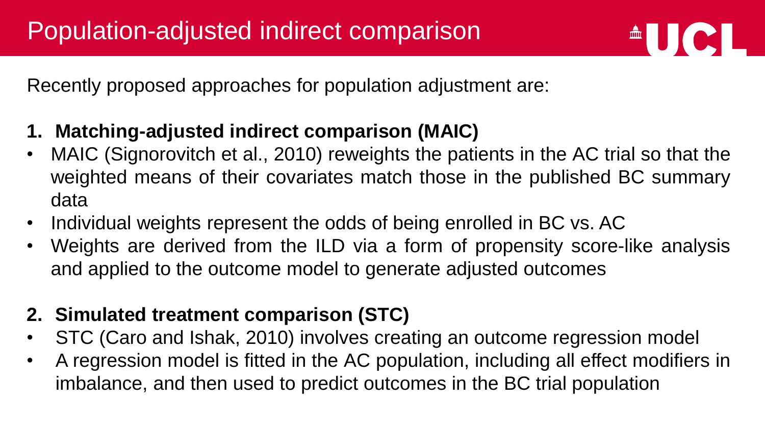# Population-adjusted indirect comparison

Recently proposed approaches for population adjustment are:

1. **Matching-adjusted indirect comparison (MAIC)**

- MAIC (Signorovitch et al., 2010) reweights the patients in the AC trial so that the weighted means of their covariates match those in the published BC summary data
- Individual weights represent the odds of being enrolled in BC vs. AC
- Weights are derived from the ILD via a form of propensity score-like analysis and applied to the outcome model to generate adjusted outcomes

2. **Simulated treatment comparison (STC)**

- STC (Caro and Ishak, 2010) involves creating an outcome regression model
- A regression model is fitted in the AC population, including all effect modifiers in imbalance, and then used to predict outcomes in the BC trial population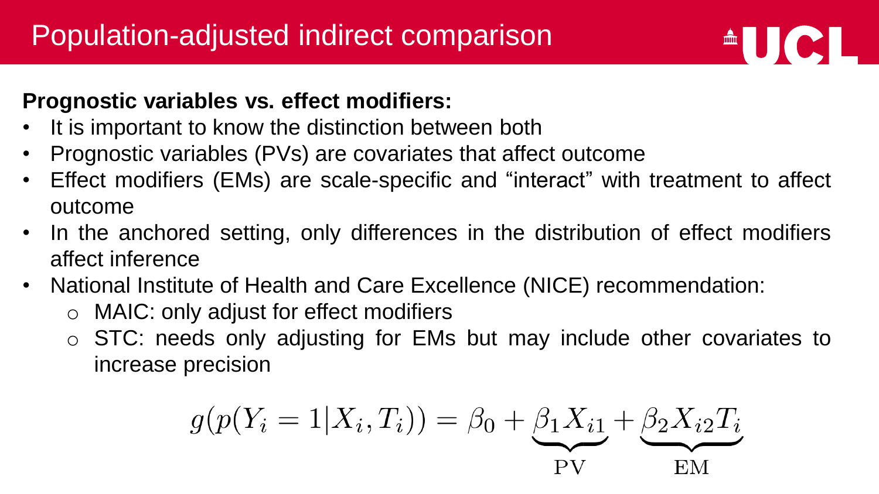# Population-adjusted indirect comparison

**Prognostic variables vs. effect modifiers:**

- It is important to know the distinction between both
- Prognostic variables (PVs) are covariates that affect outcome
- Effect modifiers (EMs) are scale-specific and "interact" with treatment to affect outcome
- In the anchored setting, only differences in the distribution of effect modifiers affect inference
- National Institute of Health and Care Excellence (NICE) recommendation:
  - MAIC: only adjust for effect modifiers
  - STC: needs only adjusting for EMs but may include other covariates to increase precision

$$g(p(Y_i = 1 | X_i, T_i)) = \beta_0 + \underbrace{\beta_1 X_{i1}}_{\text{PV}} + \underbrace{\beta_2 X_{i2} T_i}_{\text{EM}}$$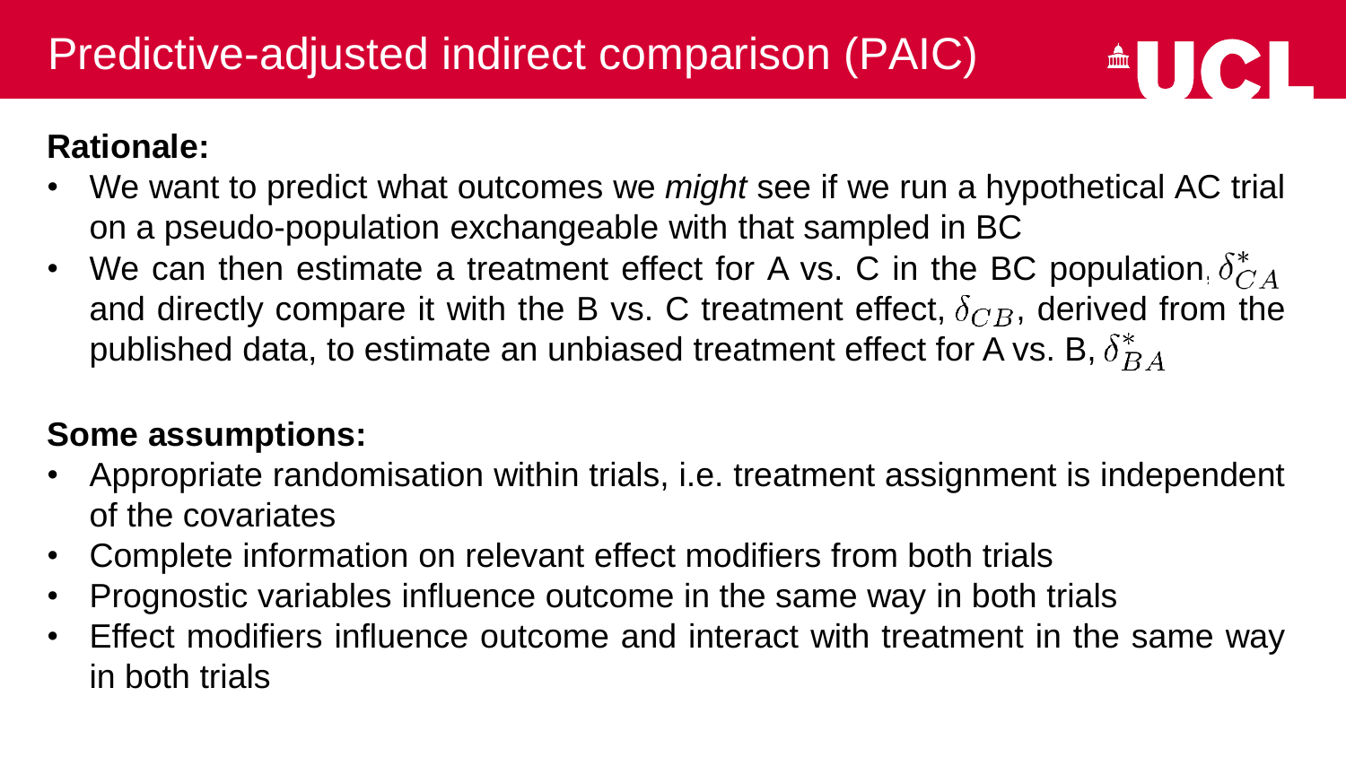# Predictive-adjusted indirect comparison (PAIC)

**Rationale:**

- We want to predict what outcomes we *might* see if we run a hypothetical AC trial on a pseudo-population exchangeable with that sampled in BC
- We can then estimate a treatment effect for A vs. C in the BC population, $\delta^{*}_{CA}$ and directly compare it with the B vs. C treatment effect, $\delta_{CB}$, derived from the published data, to estimate an unbiased treatment effect for A vs. B, $\delta^{*}_{BA}$

**Some assumptions:**

- Appropriate randomisation within trials, i.e. treatment assignment is independent of the covariates
- Complete information on relevant effect modifiers from both trials
- Prognostic variables influence outcome in the same way in both trials
- Effect modifiers influence outcome and interact with treatment in the same way in both trials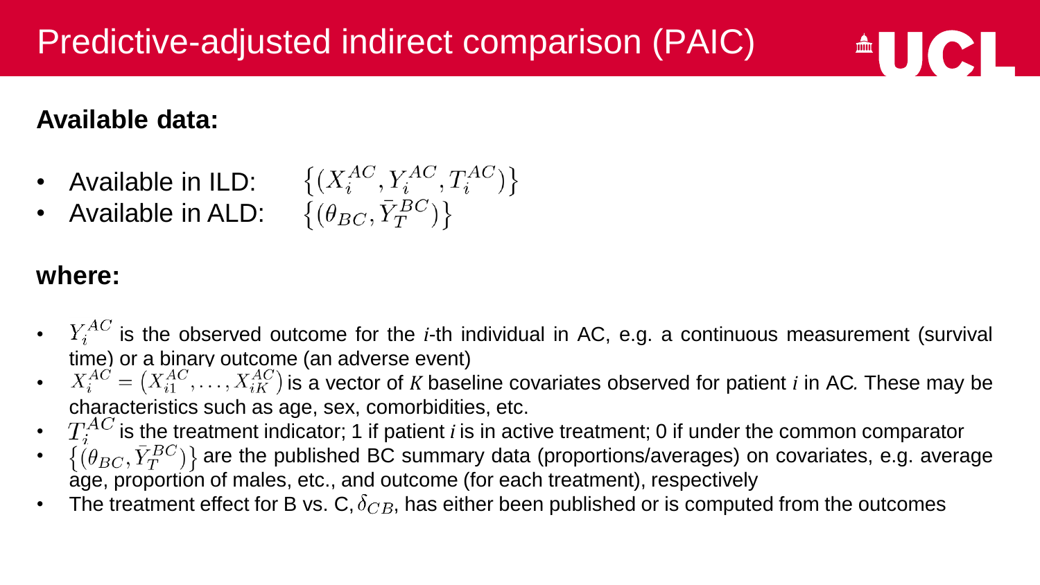# Predictive-adjusted indirect comparison (PAIC)

**Available data:**

- Available in ILD: $\left\{(X_i^{AC}, Y_i^{AC}, T_i^{AC})\right\}$
- Available in ALD: $\left\{(\theta_{BC}, \bar{Y}_T^{BC})\right\}$

**where:**

- $Y_i^{AC}$ is the observed outcome for the *i*-th individual in AC, e.g. a continuous measurement (survival time) or a binary outcome (an adverse event)
- $X_i^{AC} = \left(X_{i1}^{AC}, \ldots, X_{iK}^{AC}\right)$ is a vector of *K* baseline covariates observed for patient *i* in AC. These may be characteristics such as age, sex, comorbidities, etc.
- $T_i^{AC}$ is the treatment indicator; 1 if patient *i* is in active treatment; 0 if under the common comparator
- $\left\{(\theta_{BC}, \bar{Y}_T^{BC})\right\}$ are the published BC summary data (proportions/averages) on covariates, e.g. average age, proportion of males, etc., and outcome (for each treatment), respectively
- The treatment effect for B vs. C, $\delta_{CB}$, has either been published or is computed from the outcomes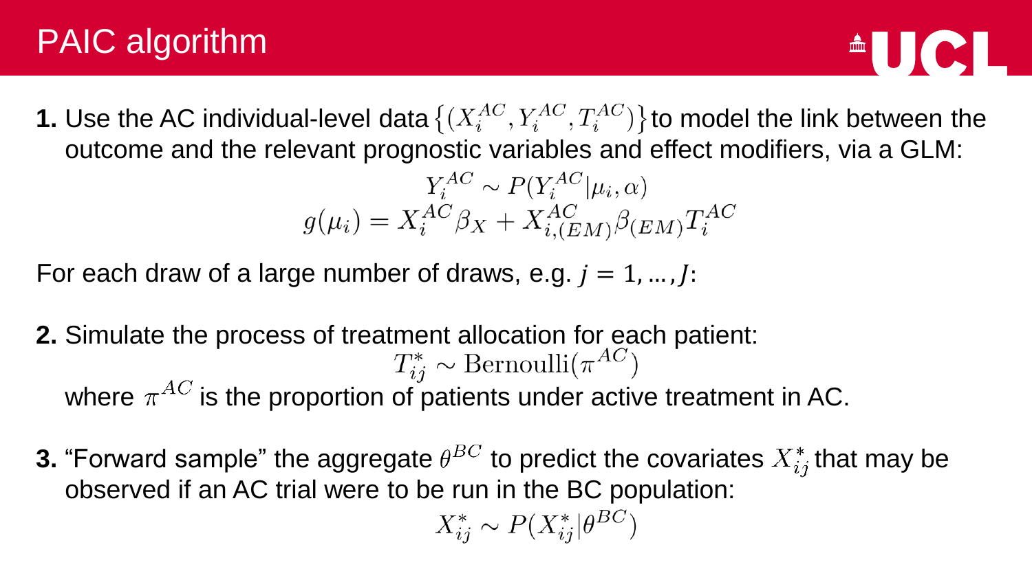# PAIC algorithm

**1.** Use the AC individual-level data $\{(X_i^{AC}, Y_i^{AC}, T_i^{AC})\}$ to model the link between the outcome and the relevant prognostic variables and effect modifiers, via a GLM:

$$Y_i^{AC} \sim P(Y_i^{AC} | \mu_i, \alpha)$$
$$g(\mu_i) = X_i^{AC} \beta_X + X_{i,(EM)}^{AC} \beta_{(EM)} T_i^{AC}$$

For each draw of a large number of draws, e.g. $j = 1, \ldots, J$:

**2.** Simulate the process of treatment allocation for each patient:

$$T_{ij}^* \sim \text{Bernoulli}(\pi^{AC})$$

where $\pi^{AC}$ is the proportion of patients under active treatment in AC.

**3.** "Forward sample" the aggregate $\theta^{BC}$ to predict the covariates $X_{ij}^*$ that may be observed if an AC trial were to be run in the BC population:

$$X_{ij}^* \sim P(X_{ij}^* | \theta^{BC})$$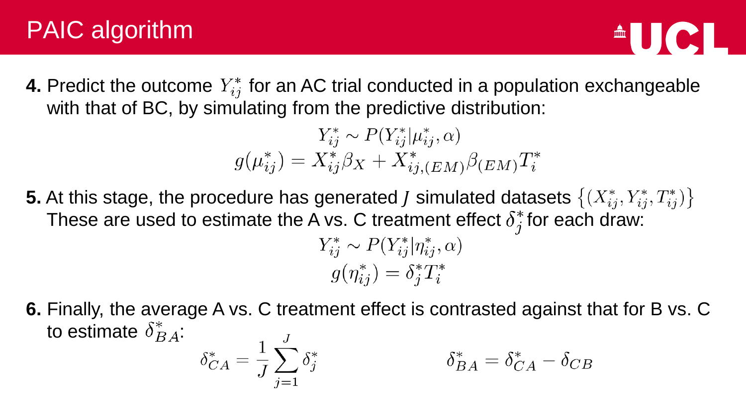# PAIC algorithm

**4.** Predict the outcome $Y^*_{ij}$ for an AC trial conducted in a population exchangeable with that of BC, by simulating from the predictive distribution:

$$Y^*_{ij} \sim P(Y^*_{ij} | \mu^*_{ij}, \alpha)$$
$$g(\mu^*_{ij}) = X^*_{ij}\beta_X + X^*_{ij,(EM)}\beta_{(EM)}T^*_i$$

**5.** At this stage, the procedure has generated $J$ simulated datasets $\{(X^*_{ij}, Y^*_{ij}, T^*_{ij})\}$ These are used to estimate the A vs. C treatment effect $\delta^*_j$ for each draw:

$$Y^*_{ij} \sim P(Y^*_{ij} | \eta^*_{ij}, \alpha)$$
$$g(\eta^*_{ij}) = \delta^*_j T^*_i$$

**6.** Finally, the average A vs. C treatment effect is contrasted against that for B vs. C to estimate $\delta^*_{BA}$:

$$\delta^*_{CA} = \frac{1}{J}\sum_{j=1}^{J} \delta^*_j \qquad\qquad \delta^*_{BA} = \delta^*_{CA} - \delta_{CB}$$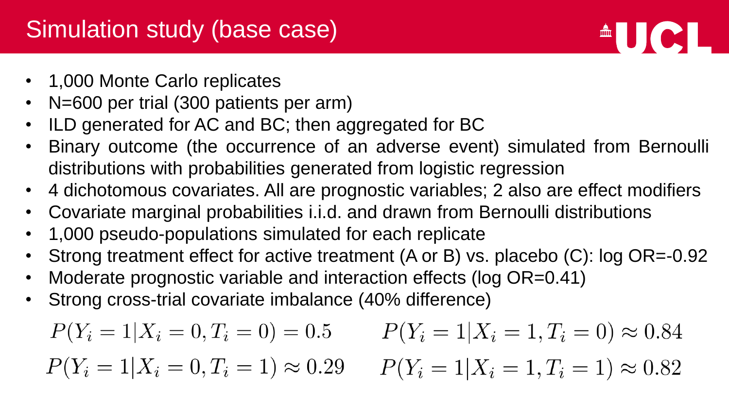# Simulation study (base case)

- 1,000 Monte Carlo replicates
- N=600 per trial (300 patients per arm)
- ILD generated for AC and BC; then aggregated for BC
- Binary outcome (the occurrence of an adverse event) simulated from Bernoulli distributions with probabilities generated from logistic regression
- 4 dichotomous covariates. All are prognostic variables; 2 also are effect modifiers
- Covariate marginal probabilities i.i.d. and drawn from Bernoulli distributions
- 1,000 pseudo-populations simulated for each replicate
- Strong treatment effect for active treatment (A or B) vs. placebo (C): log OR=-0.92
- Moderate prognostic variable and interaction effects (log OR=0.41)
- Strong cross-trial covariate imbalance (40% difference)

$$P(Y_i = 1 | X_i = 0, T_i = 0) = 0.5 \qquad P(Y_i = 1 | X_i = 1, T_i = 0) \approx 0.84$$

$$P(Y_i = 1 | X_i = 0, T_i = 1) \approx 0.29 \qquad P(Y_i = 1 | X_i = 1, T_i = 1) \approx 0.82$$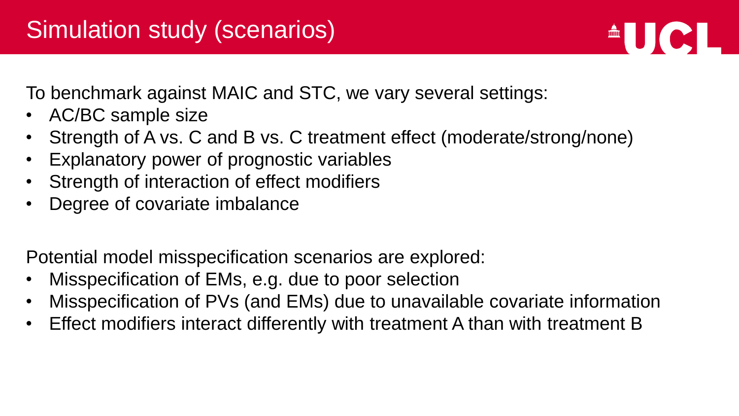# Simulation study (scenarios)

To benchmark against MAIC and STC, we vary several settings:

- AC/BC sample size
- Strength of A vs. C and B vs. C treatment effect (moderate/strong/none)
- Explanatory power of prognostic variables
- Strength of interaction of effect modifiers
- Degree of covariate imbalance

Potential model misspecification scenarios are explored:

- Misspecification of EMs, e.g. due to poor selection
- Misspecification of PVs (and EMs) due to unavailable covariate information
- Effect modifiers interact differently with treatment A than with treatment B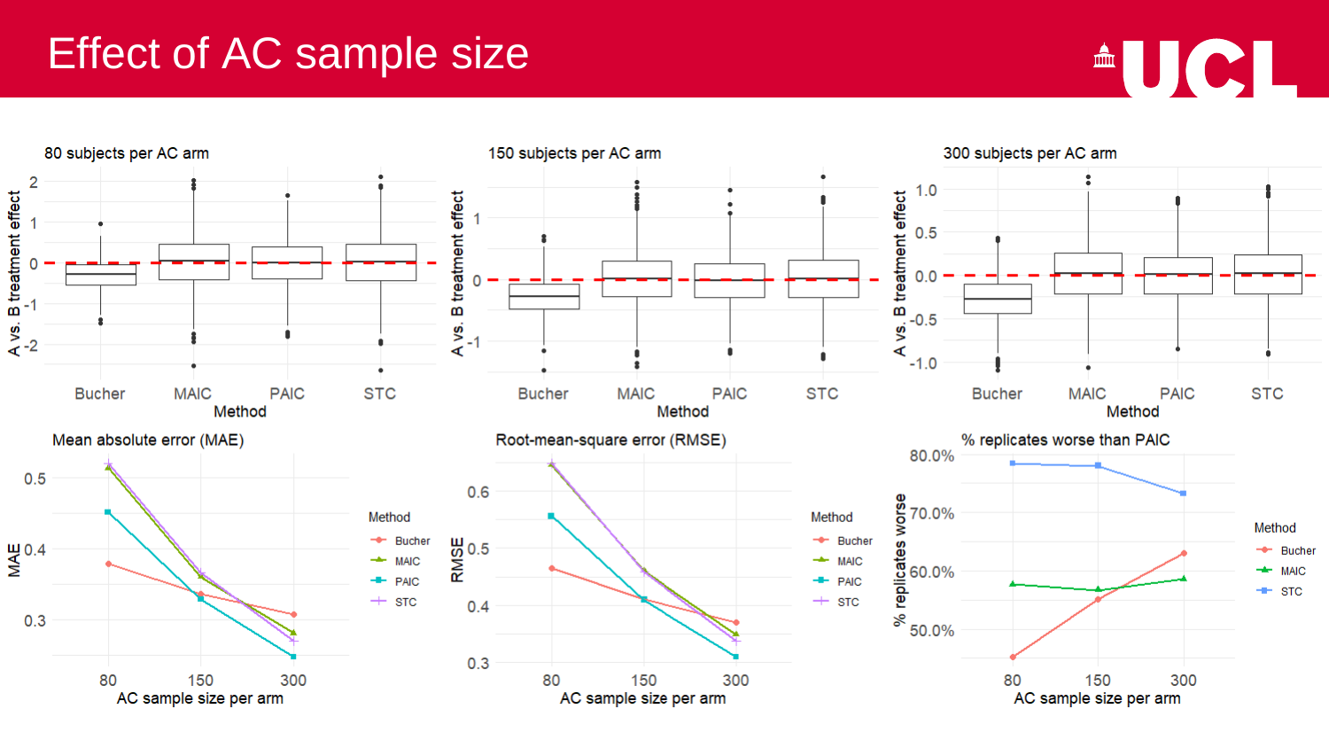# Effect of AC sample size

80 subjects per AC arm

150 subjects per AC arm

300 subjects per AC arm

Mean absolute error (MAE)

Root-mean-square error (RMSE)

% replicates worse than PAIC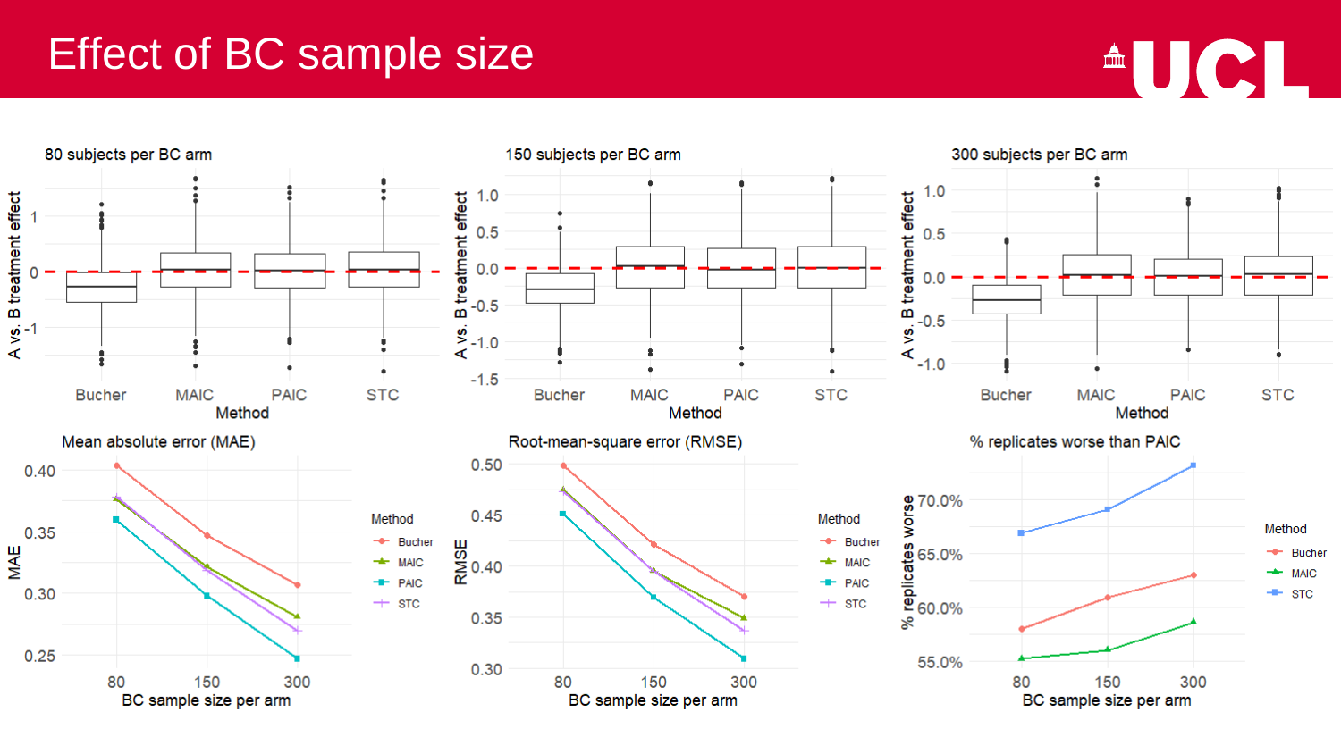# Effect of BC sample size

80 subjects per BC arm

150 subjects per BC arm

300 subjects per BC arm

Mean absolute error (MAE)

Root-mean-square error (RMSE)

% replicates worse than PAIC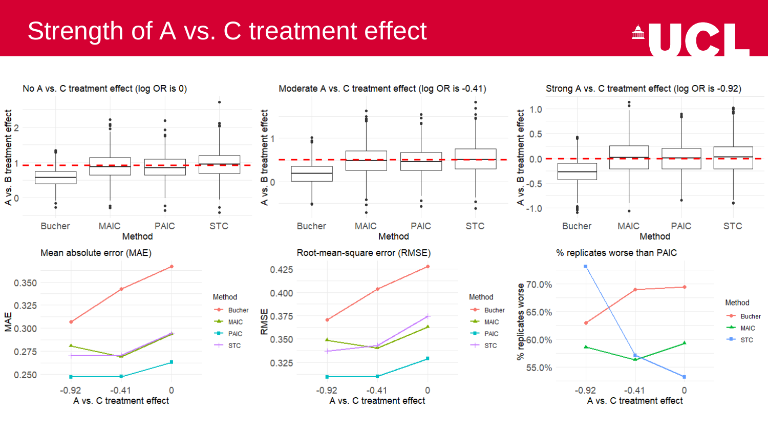# Strength of A vs. C treatment effect

No A vs. C treatment effect (log OR is 0)

Moderate A vs. C treatment effect (log OR is -0.41)

Strong A vs. C treatment effect (log OR is -0.92)

Mean absolute error (MAE)

Root-mean-square error (RMSE)

% replicates worse than PAIC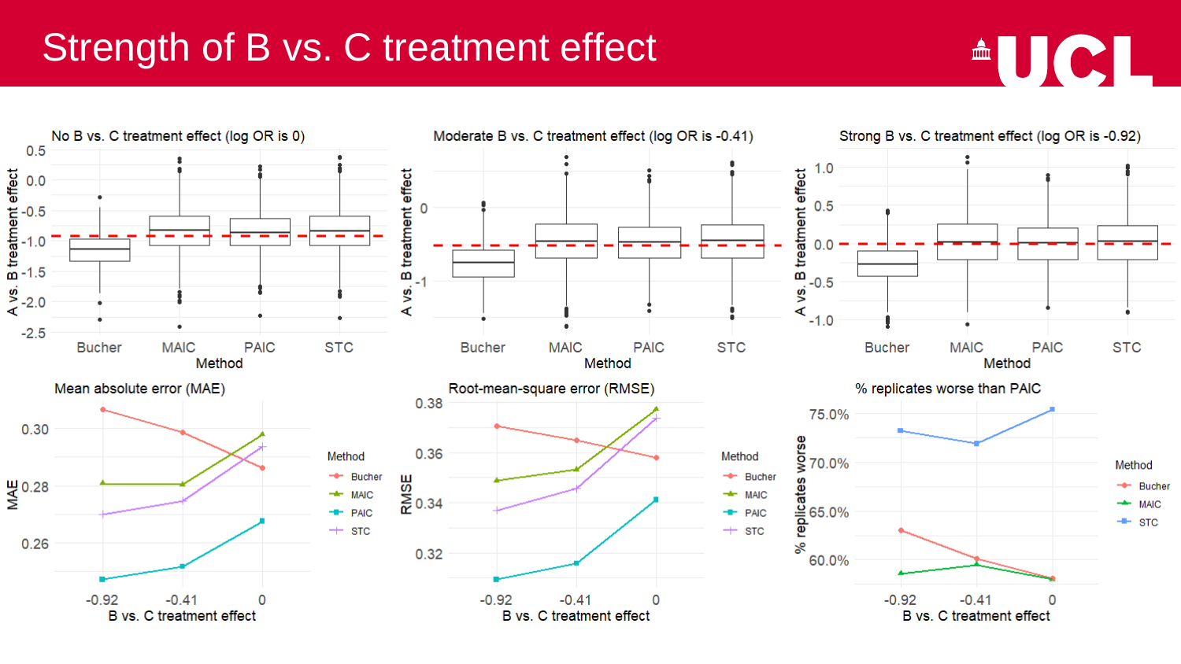# Strength of B vs. C treatment effect

No B vs. C treatment effect (log OR is 0)

Moderate B vs. C treatment effect (log OR is -0.41)

Strong B vs. C treatment effect (log OR is -0.92)

Mean absolute error (MAE)

Root-mean-square error (RMSE)

% replicates worse than PAIC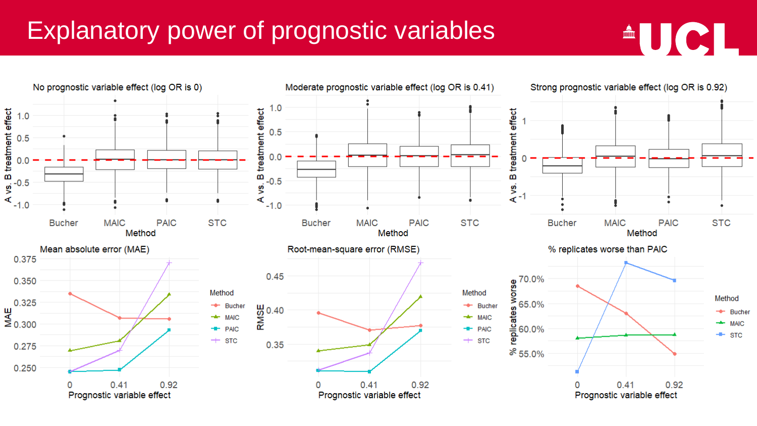# Explanatory power of prognostic variables

No prognostic variable effect (log OR is 0)

Moderate prognostic variable effect (log OR is 0.41)

Strong prognostic variable effect (log OR is 0.92)

Mean absolute error (MAE)

Root-mean-square error (RMSE)

% replicates worse than PAIC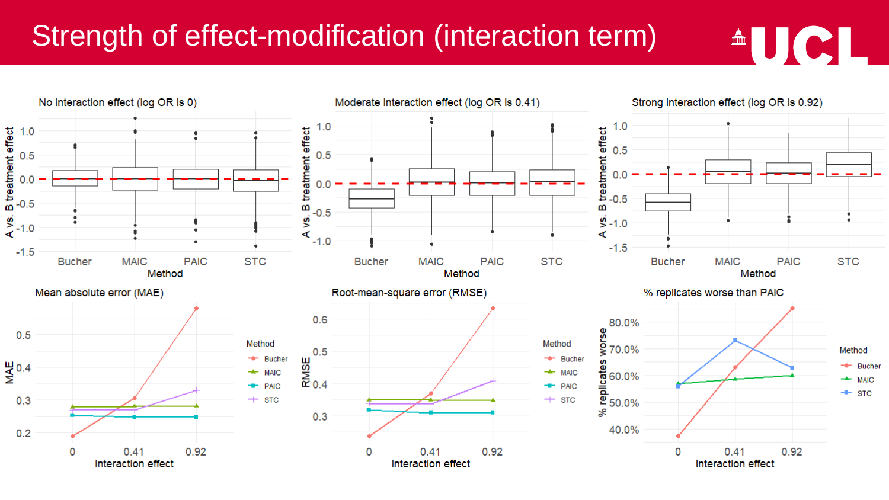# Strength of effect-modification (interaction term)

No interaction effect (log OR is 0)

Moderate interaction effect (log OR is 0.41)

Strong interaction effect (log OR is 0.92)

Mean absolute error (MAE)

Root-mean-square error (RMSE)

% replicates worse than PAIC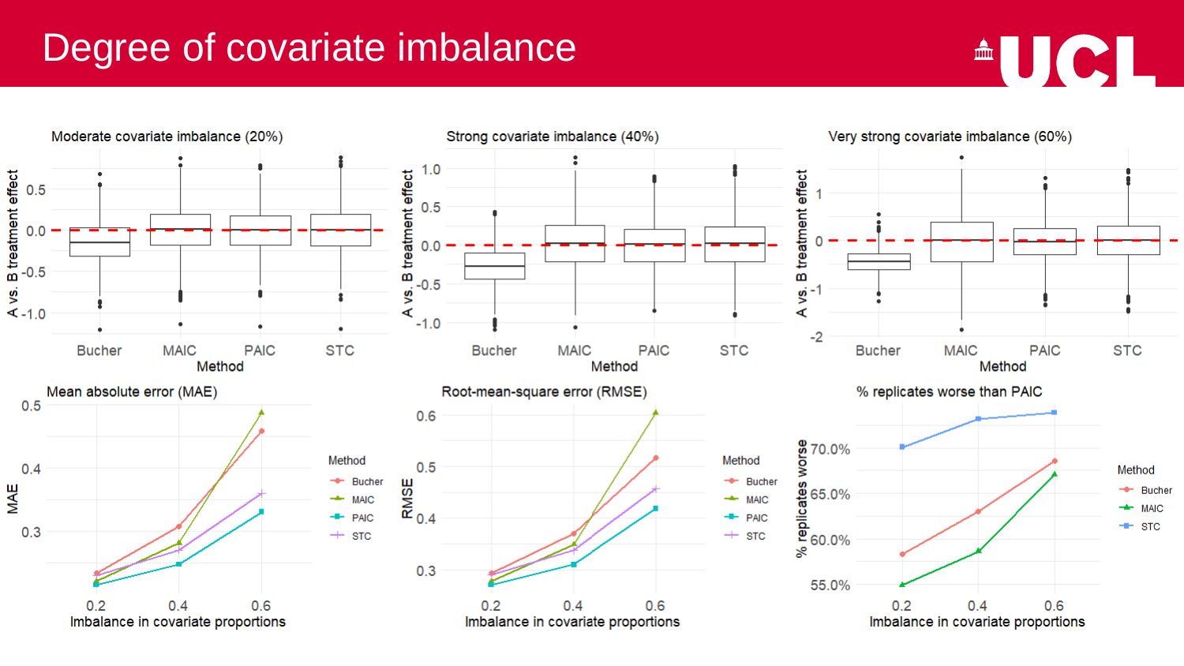# Degree of covariate imbalance

Moderate covariate imbalance (20%)

Strong covariate imbalance (40%)

Very strong covariate imbalance (60%)

Mean absolute error (MAE)

Root-mean-square error (RMSE)

% replicates worse than PAIC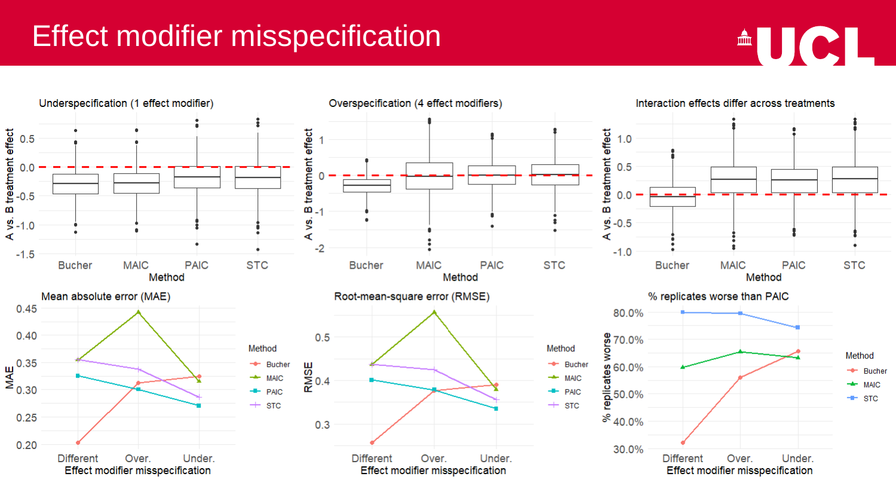# Effect modifier misspecification

### Underspecification (1 effect modifier)

A vs. B treatment effect

Bucher MAIC PAIC STC

Method

### Overspecification (4 effect modifiers)

A vs. B treatment effect

Bucher MAIC PAIC STC

Method

### Interaction effects differ across treatments

A vs. B treatment effect

Bucher MAIC PAIC STC

Method

### Mean absolute error (MAE)

MAE

Different Over. Under.

Effect modifier misspecification

Method: Bucher, MAIC, PAIC, STC

### Root-mean-square error (RMSE)

RMSE

Different Over. Under.

Effect modifier misspecification

Method: Bucher, MAIC, PAIC, STC

### % replicates worse than PAIC

% replicates worse

Different Over. Under.

Effect modifier misspecification

Method: Bucher, MAIC, STC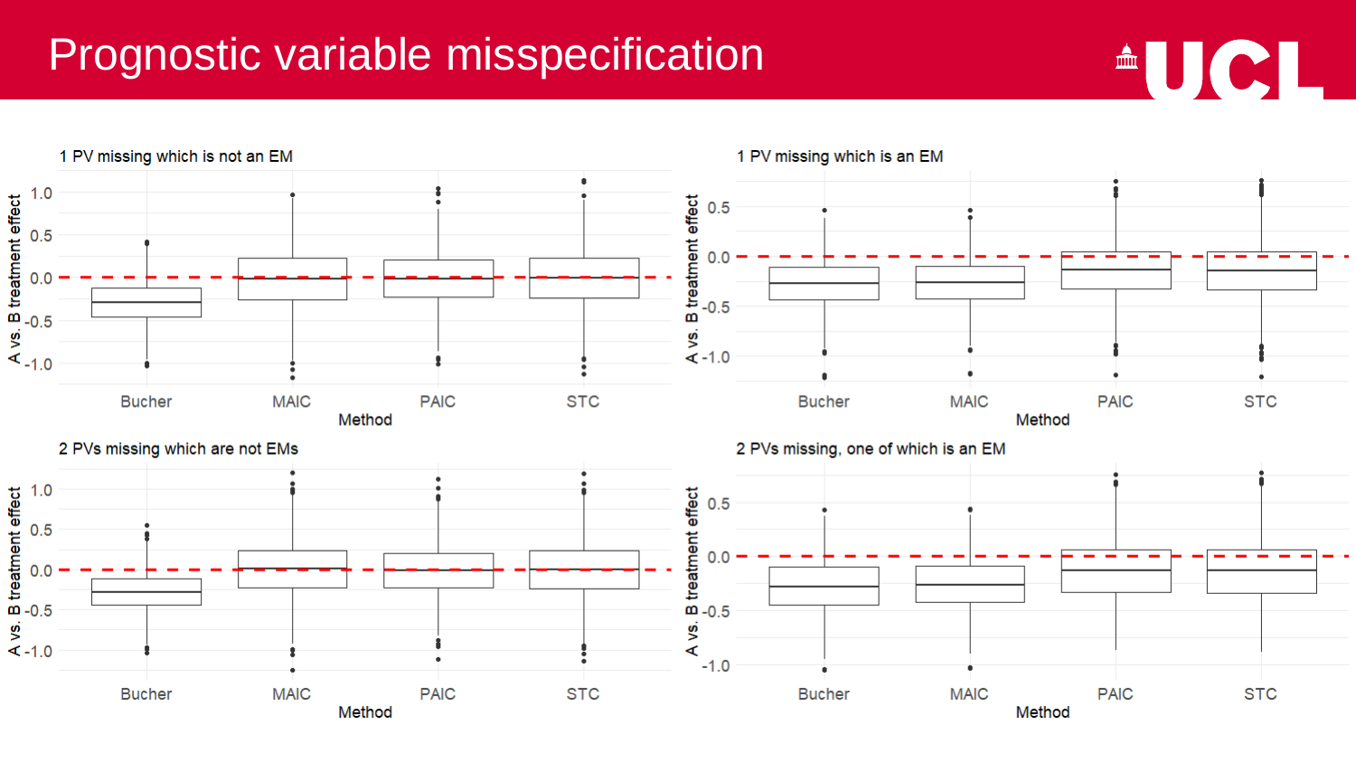# Prognostic variable misspecification

1 PV missing which is not an EM

A vs. B treatment effect

1.0
0.5
0.0
-0.5
-1.0

Bucher MAIC PAIC STC

Method

1 PV missing which is an EM

A vs. B treatment effect

0.5
0.0
-0.5
-1.0

Bucher MAIC PAIC STC

Method

2 PVs missing which are not EMs

A vs. B treatment effect

1.0
0.5
0.0
-0.5
-1.0

Bucher MAIC PAIC STC

Method

2 PVs missing, one of which is an EM

A vs. B treatment effect

0.5
0.0
-0.5
-1.0

Bucher MAIC PAIC STC

Method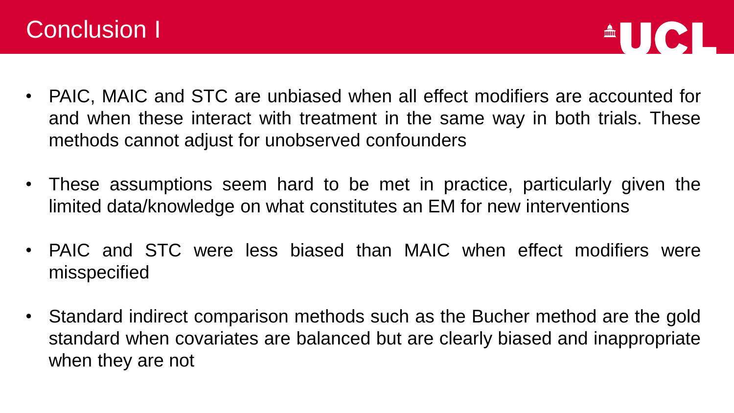# Conclusion I

- PAIC, MAIC and STC are unbiased when all effect modifiers are accounted for and when these interact with treatment in the same way in both trials. These methods cannot adjust for unobserved confounders
- These assumptions seem hard to be met in practice, particularly given the limited data/knowledge on what constitutes an EM for new interventions
- PAIC and STC were less biased than MAIC when effect modifiers were misspecified
- Standard indirect comparison methods such as the Bucher method are the gold standard when covariates are balanced but are clearly biased and inappropriate when they are not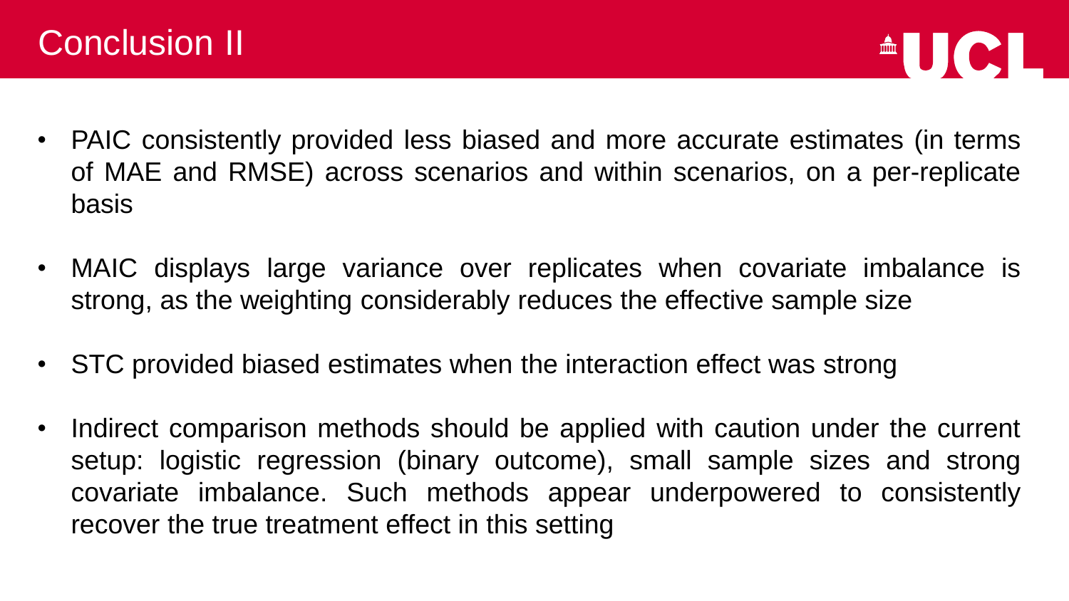# Conclusion II

- PAIC consistently provided less biased and more accurate estimates (in terms of MAE and RMSE) across scenarios and within scenarios, on a per-replicate basis
- MAIC displays large variance over replicates when covariate imbalance is strong, as the weighting considerably reduces the effective sample size
- STC provided biased estimates when the interaction effect was strong
- Indirect comparison methods should be applied with caution under the current setup: logistic regression (binary outcome), small sample sizes and strong covariate imbalance. Such methods appear underpowered to consistently recover the true treatment effect in this setting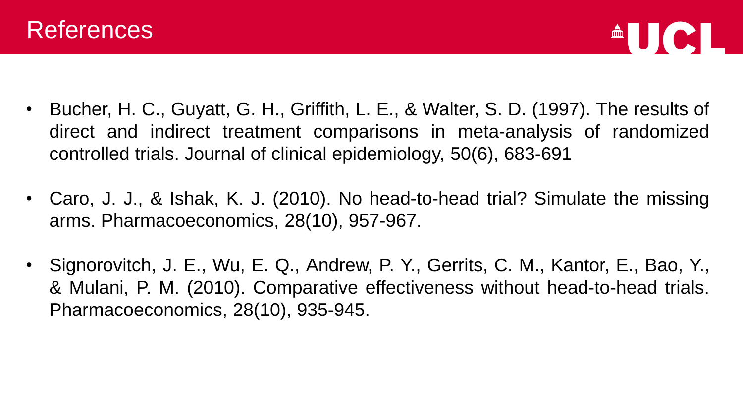# References

- Bucher, H. C., Guyatt, G. H., Griffith, L. E., & Walter, S. D. (1997). The results of direct and indirect treatment comparisons in meta-analysis of randomized controlled trials. Journal of clinical epidemiology, 50(6), 683-691
- Caro, J. J., & Ishak, K. J. (2010). No head-to-head trial? Simulate the missing arms. Pharmacoeconomics, 28(10), 957-967.
- Signorovitch, J. E., Wu, E. Q., Andrew, P. Y., Gerrits, C. M., Kantor, E., Bao, Y., & Mulani, P. M. (2010). Comparative effectiveness without head-to-head trials. Pharmacoeconomics, 28(10), 935-945.